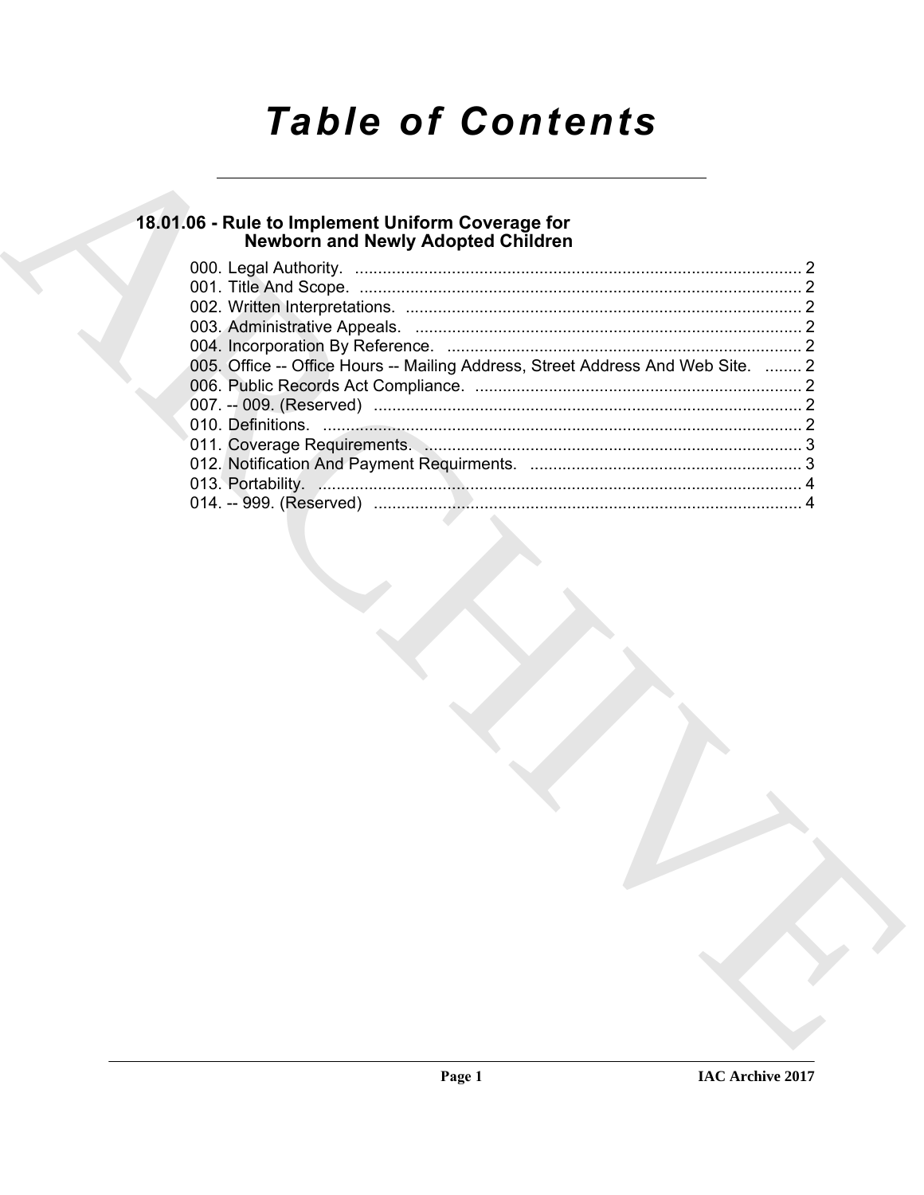# Table of Contents

## 18.01.06 - Rule to Implement Uniform Coverage for Newborn and Newly Adopted Children

000. Legal Authority. ........................................................................................ 2
001. Title And Scope. ........................................................................................ 2
002. Written Interpretations. .............................................................................. 2
003. Administrative Appeals. ............................................................................. 2
004. Incorporation By Reference. ...................................................................... 2
005. Office -- Office Hours -- Mailing Address, Street Address And Web Site. ........ 2
006. Public Records Act Compliance. ................................................................. 2
007. -- 009. (Reserved) ...................................................................................... 2
010. Definitions. ................................................................................................ 2
011. Coverage Requirements. ............................................................................ 3
012. Notification And Payment Requirments. ..................................................... 3
013. Portability. ................................................................................................. 4
014. -- 999. (Reserved) ...................................................................................... 4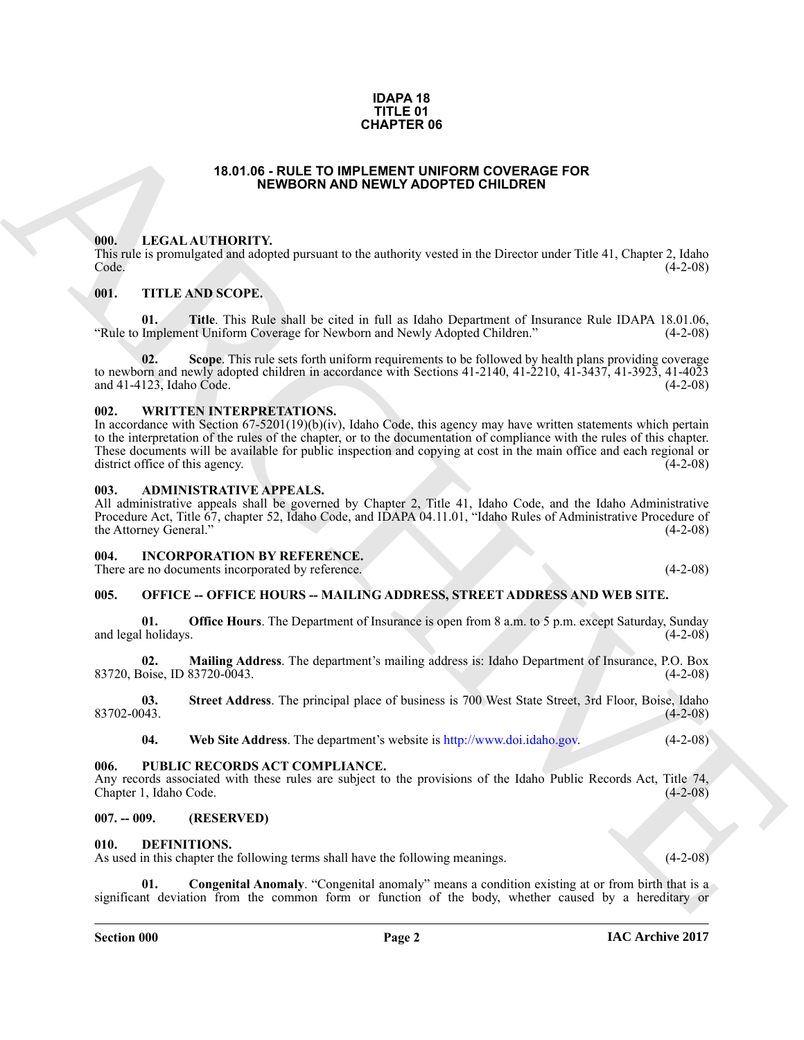**IDAPA 18**
**TITLE 01**
**CHAPTER 06**

# 18.01.06 - RULE TO IMPLEMENT UNIFORM COVERAGE FOR NEWBORN AND NEWLY ADOPTED CHILDREN

### 000. LEGAL AUTHORITY.

This rule is promulgated and adopted pursuant to the authority vested in the Director under Title 41, Chapter 2, Idaho Code. (4-2-08)

### 001. TITLE AND SCOPE.

**01. Title**. This Rule shall be cited in full as Idaho Department of Insurance Rule IDAPA 18.01.06, "Rule to Implement Uniform Coverage for Newborn and Newly Adopted Children." (4-2-08)

**02. Scope**. This rule sets forth uniform requirements to be followed by health plans providing coverage to newborn and newly adopted children in accordance with Sections 41-2140, 41-2210, 41-3437, 41-3923, 41-4023 and 41-4123, Idaho Code. (4-2-08)

### 002. WRITTEN INTERPRETATIONS.

In accordance with Section 67-5201(19)(b)(iv), Idaho Code, this agency may have written statements which pertain to the interpretation of the rules of the chapter, or to the documentation of compliance with the rules of this chapter. These documents will be available for public inspection and copying at cost in the main office and each regional or district office of this agency. (4-2-08)

### 003. ADMINISTRATIVE APPEALS.

All administrative appeals shall be governed by Chapter 2, Title 41, Idaho Code, and the Idaho Administrative Procedure Act, Title 67, chapter 52, Idaho Code, and IDAPA 04.11.01, "Idaho Rules of Administrative Procedure of the Attorney General." (4-2-08)

### 004. INCORPORATION BY REFERENCE.

There are no documents incorporated by reference. (4-2-08)

### 005. OFFICE -- OFFICE HOURS -- MAILING ADDRESS, STREET ADDRESS AND WEB SITE.

**01. Office Hours**. The Department of Insurance is open from 8 a.m. to 5 p.m. except Saturday, Sunday and legal holidays. (4-2-08)

**02. Mailing Address**. The department's mailing address is: Idaho Department of Insurance, P.O. Box 83720, Boise, ID 83720-0043. (4-2-08)

**03. Street Address**. The principal place of business is 700 West State Street, 3rd Floor, Boise, Idaho 83702-0043. (4-2-08)

**04. Web Site Address**. The department's website is http://www.doi.idaho.gov. (4-2-08)

### 006. PUBLIC RECORDS ACT COMPLIANCE.

Any records associated with these rules are subject to the provisions of the Idaho Public Records Act, Title 74, Chapter 1, Idaho Code. (4-2-08)

### 007. -- 009. (RESERVED)

### 010. DEFINITIONS.

As used in this chapter the following terms shall have the following meanings. (4-2-08)

**01. Congenital Anomaly**. "Congenital anomaly" means a condition existing at or from birth that is a significant deviation from the common form or function of the body, whether caused by a hereditary or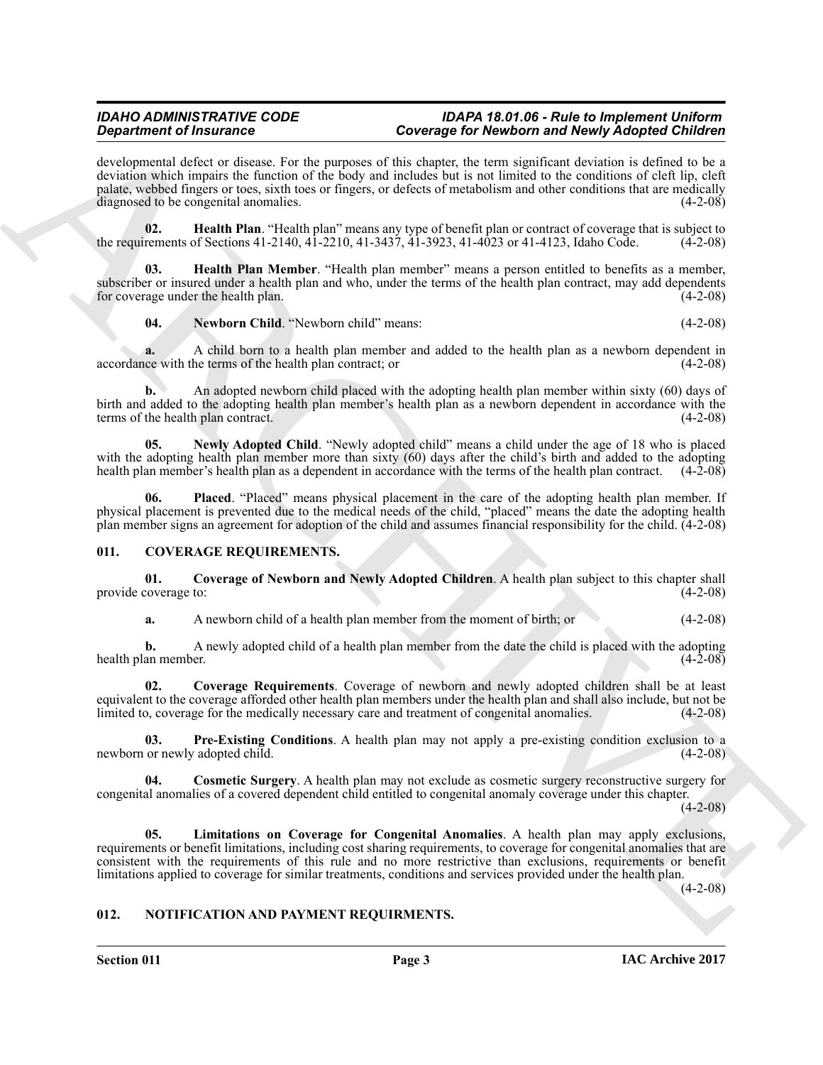developmental defect or disease. For the purposes of this chapter, the term significant deviation is defined to be a deviation which impairs the function of the body and includes but is not limited to the conditions of cleft lip, cleft palate, webbed fingers or toes, sixth toes or fingers, or defects of metabolism and other conditions that are medically diagnosed to be congenital anomalies. (4-2-08)

**02. Health Plan**. "Health plan" means any type of benefit plan or contract of coverage that is subject to the requirements of Sections 41-2140, 41-2210, 41-3437, 41-3923, 41-4023 or 41-4123, Idaho Code. (4-2-08)

**03. Health Plan Member**. "Health plan member" means a person entitled to benefits as a member, subscriber or insured under a health plan and who, under the terms of the health plan contract, may add dependents for coverage under the health plan. (4-2-08)

**04. Newborn Child**. "Newborn child" means: (4-2-08)

**a.** A child born to a health plan member and added to the health plan as a newborn dependent in accordance with the terms of the health plan contract; or (4-2-08)

**b.** An adopted newborn child placed with the adopting health plan member within sixty (60) days of birth and added to the adopting health plan member's health plan as a newborn dependent in accordance with the terms of the health plan contract. (4-2-08)

**05. Newly Adopted Child**. "Newly adopted child" means a child under the age of 18 who is placed with the adopting health plan member more than sixty (60) days after the child's birth and added to the adopting health plan member's health plan as a dependent in accordance with the terms of the health plan contract. (4-2-08)

**06. Placed**. "Placed" means physical placement in the care of the adopting health plan member. If physical placement is prevented due to the medical needs of the child, "placed" means the date the adopting health plan member signs an agreement for adoption of the child and assumes financial responsibility for the child. (4-2-08)

## 011. COVERAGE REQUIREMENTS.

**01. Coverage of Newborn and Newly Adopted Children**. A health plan subject to this chapter shall provide coverage to: (4-2-08)

**a.** A newborn child of a health plan member from the moment of birth; or (4-2-08)

**b.** A newly adopted child of a health plan member from the date the child is placed with the adopting health plan member. (4-2-08)

**02. Coverage Requirements**. Coverage of newborn and newly adopted children shall be at least equivalent to the coverage afforded other health plan members under the health plan and shall also include, but not be limited to, coverage for the medically necessary care and treatment of congenital anomalies. (4-2-08)

**03. Pre-Existing Conditions**. A health plan may not apply a pre-existing condition exclusion to a newborn or newly adopted child. (4-2-08)

**04. Cosmetic Surgery**. A health plan may not exclude as cosmetic surgery reconstructive surgery for congenital anomalies of a covered dependent child entitled to congenital anomaly coverage under this chapter. (4-2-08)

**05. Limitations on Coverage for Congenital Anomalies**. A health plan may apply exclusions, requirements or benefit limitations, including cost sharing requirements, to coverage for congenital anomalies that are consistent with the requirements of this rule and no more restrictive than exclusions, requirements or benefit limitations applied to coverage for similar treatments, conditions and services provided under the health plan. (4-2-08)

## 012. NOTIFICATION AND PAYMENT REQUIRMENTS.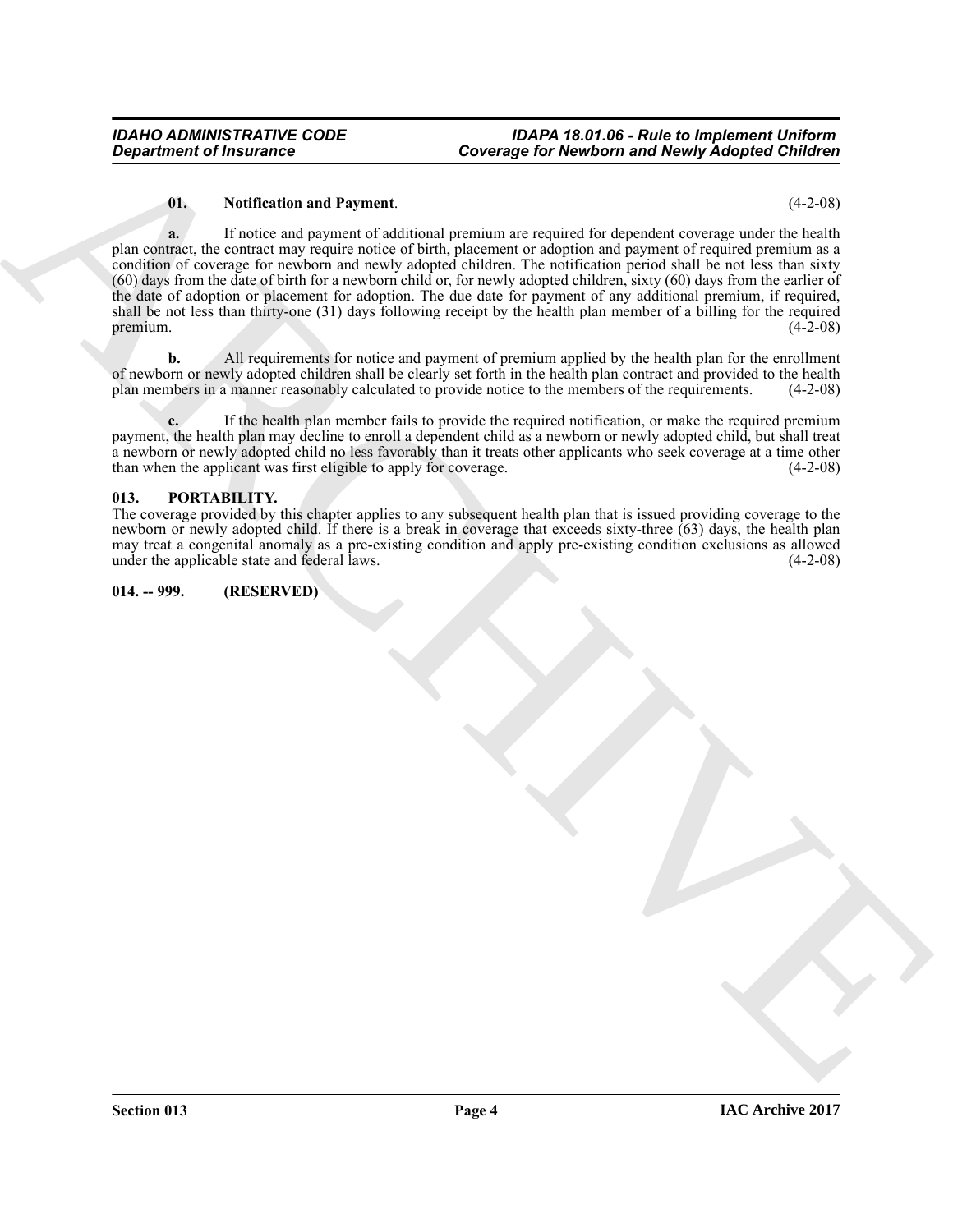**01. Notification and Payment**. (4-2-08)

**a.** If notice and payment of additional premium are required for dependent coverage under the health plan contract, the contract may require notice of birth, placement or adoption and payment of required premium as a condition of coverage for newborn and newly adopted children. The notification period shall be not less than sixty (60) days from the date of birth for a newborn child or, for newly adopted children, sixty (60) days from the earlier of the date of adoption or placement for adoption. The due date for payment of any additional premium, if required, shall be not less than thirty-one (31) days following receipt by the health plan member of a billing for the required premium. (4-2-08)

**b.** All requirements for notice and payment of premium applied by the health plan for the enrollment of newborn or newly adopted children shall be clearly set forth in the health plan contract and provided to the health plan members in a manner reasonably calculated to provide notice to the members of the requirements. (4-2-08)

**c.** If the health plan member fails to provide the required notification, or make the required premium payment, the health plan may decline to enroll a dependent child as a newborn or newly adopted child, but shall treat a newborn or newly adopted child no less favorably than it treats other applicants who seek coverage at a time other than when the applicant was first eligible to apply for coverage. (4-2-08)

### 013. PORTABILITY.

The coverage provided by this chapter applies to any subsequent health plan that is issued providing coverage to the newborn or newly adopted child. If there is a break in coverage that exceeds sixty-three (63) days, the health plan may treat a congenital anomaly as a pre-existing condition and apply pre-existing condition exclusions as allowed under the applicable state and federal laws. (4-2-08)

### 014. -- 999. (RESERVED)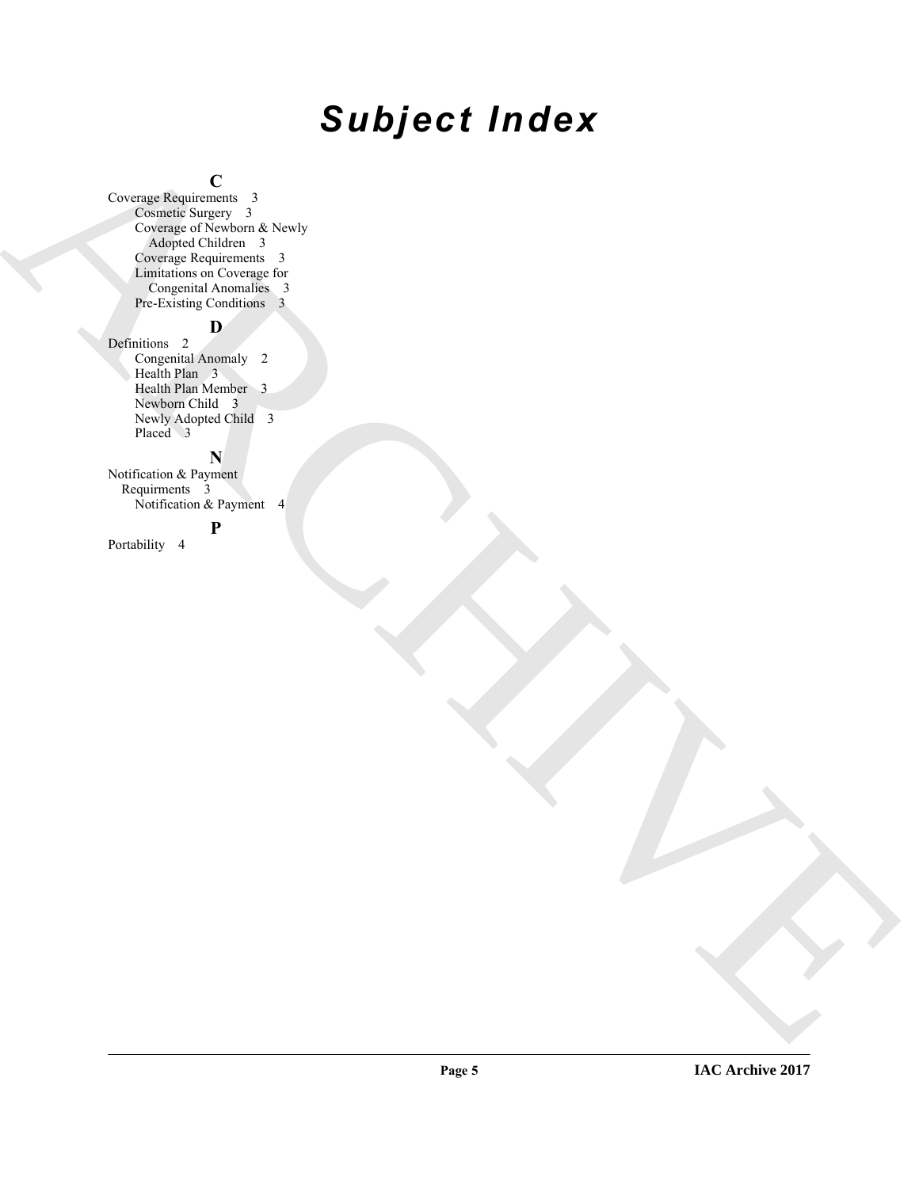# *Subject Index*

**C**

Coverage Requirements 3
- Cosmetic Surgery 3
- Coverage of Newborn & Newly Adopted Children 3
- Coverage Requirements 3
- Limitations on Coverage for Congenital Anomalies 3
- Pre-Existing Conditions 3

**D**

Definitions 2
- Congenital Anomaly 2
- Health Plan 3
- Health Plan Member 3
- Newborn Child 3
- Newly Adopted Child 3
- Placed 3

**N**

Notification & Payment Requirments 3
- Notification & Payment 4

**P**

Portability 4